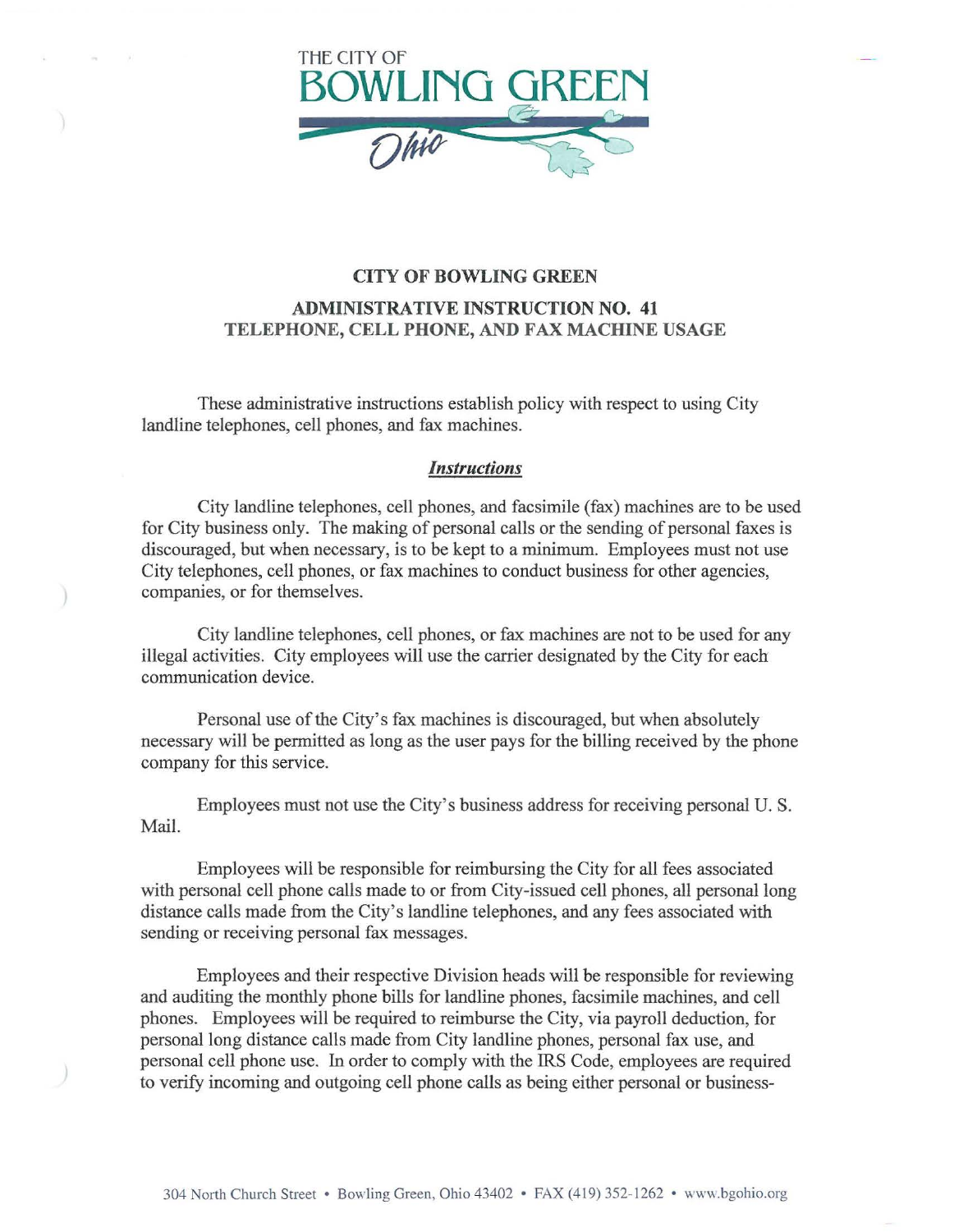THE CITY OF
BOWLING GREEN
Ohio

**CITY OF BOWLING GREEN**

**ADMINISTRATIVE INSTRUCTION NO. 41**
**TELEPHONE, CELL PHONE, AND FAX MACHINE USAGE**

These administrative instructions establish policy with respect to using City landline telephones, cell phones, and fax machines.

***Instructions***

City landline telephones, cell phones, and facsimile (fax) machines are to be used for City business only. The making of personal calls or the sending of personal faxes is discouraged, but when necessary, is to be kept to a minimum. Employees must not use City telephones, cell phones, or fax machines to conduct business for other agencies, companies, or for themselves.

City landline telephones, cell phones, or fax machines are not to be used for any illegal activities. City employees will use the carrier designated by the City for each communication device.

Personal use of the City's fax machines is discouraged, but when absolutely necessary will be permitted as long as the user pays for the billing received by the phone company for this service.

Employees must not use the City's business address for receiving personal U. S. Mail.

Employees will be responsible for reimbursing the City for all fees associated with personal cell phone calls made to or from City-issued cell phones, all personal long distance calls made from the City's landline telephones, and any fees associated with sending or receiving personal fax messages.

Employees and their respective Division heads will be responsible for reviewing and auditing the monthly phone bills for landline phones, facsimile machines, and cell phones. Employees will be required to reimburse the City, via payroll deduction, for personal long distance calls made from City landline phones, personal fax use, and personal cell phone use. In order to comply with the IRS Code, employees are required to verify incoming and outgoing cell phone calls as being either personal or business-

304 North Church Street • Bowling Green, Ohio 43402 • FAX (419) 352-1262 • www.bgohio.org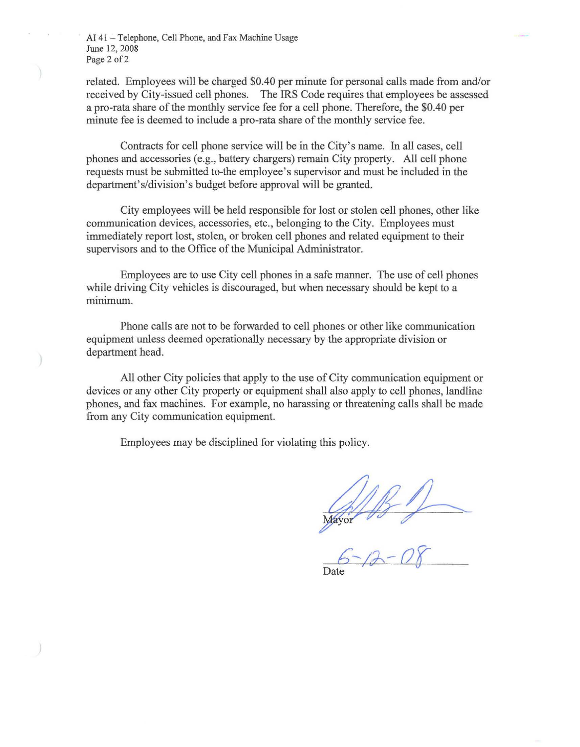related. Employees will be charged $0.40 per minute for personal calls made from and/or received by City-issued cell phones. The IRS Code requires that employees be assessed a pro-rata share of the monthly service fee for a cell phone. Therefore, the $0.40 per minute fee is deemed to include a pro-rata share of the monthly service fee.

Contracts for cell phone service will be in the City's name. In all cases, cell phones and accessories (e.g., battery chargers) remain City property. All cell phone requests must be submitted to-the employee's supervisor and must be included in the department's/division's budget before approval will be granted.

City employees will be held responsible for lost or stolen cell phones, other like communication devices, accessories, etc., belonging to the City. Employees must immediately report lost, stolen, or broken cell phones and related equipment to their supervisors and to the Office of the Municipal Administrator.

Employees are to use City cell phones in a safe manner. The use of cell phones while driving City vehicles is discouraged, but when necessary should be kept to a minimum.

Phone calls are not to be forwarded to cell phones or other like communication equipment unless deemed operationally necessary by the appropriate division or department head.

All other City policies that apply to the use of City communication equipment or devices or any other City property or equipment shall also apply to cell phones, landline phones, and fax machines. For example, no harassing or threatening calls shall be made from any City communication equipment.

Employees may be disciplined for violating this policy.

Mayor

6-12-08

Date